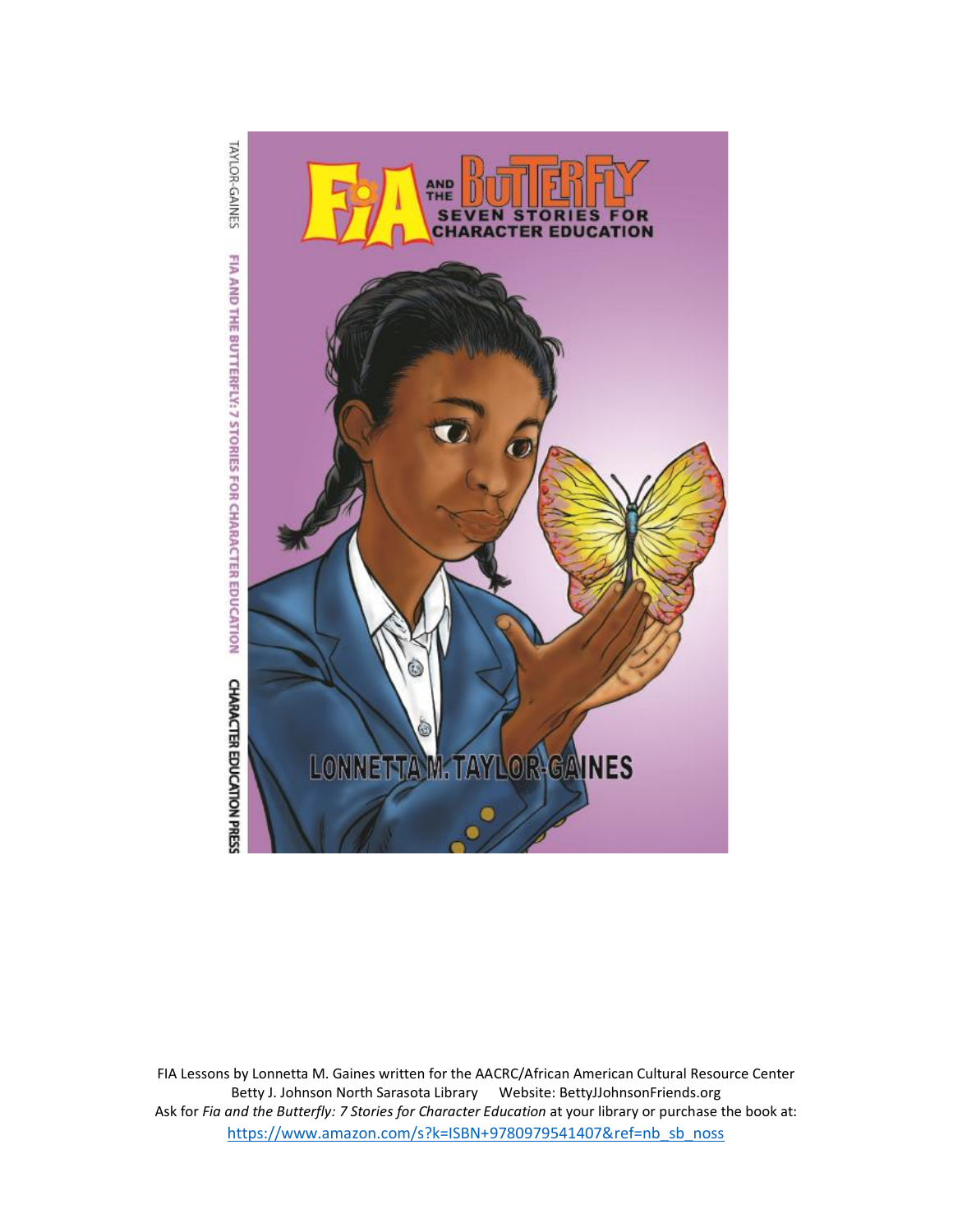TAYLOR-GAINES FIA AND THE BUTTERFLY: 7 STORIES FOR CHARACTER EDUCATION CHARACTER EDUCATION PRESS

# FIA AND THE BUTTERFLY

## SEVEN STORIES FOR CHARACTER EDUCATION

LONNETTA M. TAYLOR-GAINES

FIA Lessons by Lonnetta M. Gaines written for the AACRC/African American Cultural Resource Center
Betty J. Johnson North Sarasota Library Website: BettyJJohnsonFriends.org
Ask for *Fia and the Butterfly: 7 Stories for Character Education* at your library or purchase the book at:
https://www.amazon.com/s?k=ISBN+9780979541407&ref=nb_sb_noss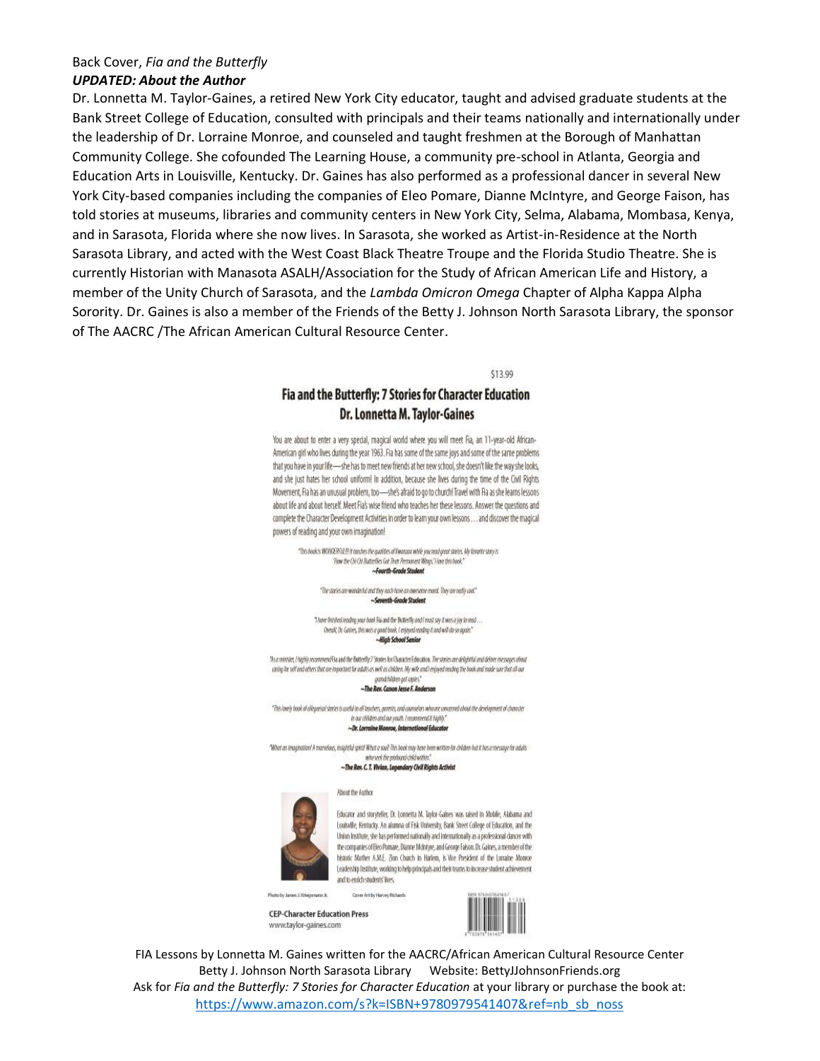Back Cover, *Fia and the Butterfly*

***UPDATED: About the Author***

Dr. Lonnetta M. Taylor-Gaines, a retired New York City educator, taught and advised graduate students at the Bank Street College of Education, consulted with principals and their teams nationally and internationally under the leadership of Dr. Lorraine Monroe, and counseled and taught freshmen at the Borough of Manhattan Community College. She cofounded The Learning House, a community pre-school in Atlanta, Georgia and Education Arts in Louisville, Kentucky. Dr. Gaines has also performed as a professional dancer in several New York City-based companies including the companies of Eleo Pomare, Dianne McIntyre, and George Faison, has told stories at museums, libraries and community centers in New York City, Selma, Alabama, Mombasa, Kenya, and in Sarasota, Florida where she now lives. In Sarasota, she worked as Artist-in-Residence at the North Sarasota Library, and acted with the West Coast Black Theatre Troupe and the Florida Studio Theatre. She is currently Historian with Manasota ASALH/Association for the Study of African American Life and History, a member of the Unity Church of Sarasota, and the *Lambda Omicron Omega* Chapter of Alpha Kappa Alpha Sorority. Dr. Gaines is also a member of the Friends of the Betty J. Johnson North Sarasota Library, the sponsor of The AACRC /The African American Cultural Resource Center.

$13.99

## Fia and the Butterfly: 7 Stories for Character Education
## Dr. Lonnetta M. Taylor-Gaines

You are about to enter a very special, magical world where you will meet Fia, an 11-year-old African-American girl who lives during the year 1963. Fia has some of the same joys and some of the same problems that you have in your life—she has to meet new friends at her new school, she doesn't like the way she looks, and she just hates her school uniform! In addition, because she lives during the time of the Civil Rights Movement, Fia has an unusual problem, too—she's afraid to go to church! Travel with Fia as she learns lessons about life and about herself. Meet Fia's wise friend who teaches her these lessons. Answer the questions and complete the Character Development Activities in order to learn your own lessons . . . and discover the magical powers of reading and your own imagination!

"This book is WONDERFUL!!!! It teaches the qualities of Kwanzaa while you read great stories. My favorite story is 'How the Chi Chi Butterflies Got Their Permanent Wings.' I love this book."
**~Fourth-Grade Student**

"The stories are wonderful and they each have an awesome moral. They are really cool."
**~Seventh-Grade Student**

"I have finished reading your book Fia and the Butterfly and I must say it was a joy to read . . . Overall, Dr. Gaines, this was a good book. I enjoyed reading it and will do so again."
**~High School Senior**

"As a minister, I highly recommend Fia and the Butterfly: 7 Stories for Character Education. The stories are delightful and deliver messages about caring for self and others that are important for adults as well as children. My wife and I enjoyed reading the book and made sure that all our grandchildren got copies."
**~The Rev. Canon Jesse F. Anderson**

"This lovely book of allegorical stories is useful to all teachers, parents, and counselors who are concerned about the development of character in our children and our youth. I recommend it highly."
**~Dr. Lorraine Monroe, International Educator**

"What an imagination! A marvelous, insightful spirit! What a soul! This book may have been written for children but it has a message for adults who seek the profound child within."
**~The Rev. C. T. Vivian, Legendary Civil Rights Activist**

About the Author

Educator and storyteller, Dr. Lonnetta M. Taylor-Gaines was raised in Mobile, Alabama and Louisville, Kentucky. An alumna of Fisk University, Bank Street College of Education, and the Union Institute, she has performed nationally and internationally as a professional dancer with the companies of Eleo Pomare, Dianne McIntyre, and George Faison. Dr. Gaines, a member of the historic Mother A.M.E. Zion Church in Harlem, is Vice President of the Lorraine Monroe Leadership Institute, working to help principals and their teams to increase student achievement and to enrich students' lives.

Photo by James J. Kriegsmann Jr. Cover Art by Harvey Richards

**CEP-Character Education Press**
www.taylor-gaines.com

FIA Lessons by Lonnetta M. Gaines written for the AACRC/African American Cultural Resource Center
Betty J. Johnson North Sarasota Library Website: BettyJJohnsonFriends.org
Ask for *Fia and the Butterfly: 7 Stories for Character Education* at your library or purchase the book at:
https://www.amazon.com/s?k=ISBN+9780979541407&ref=nb_sb_noss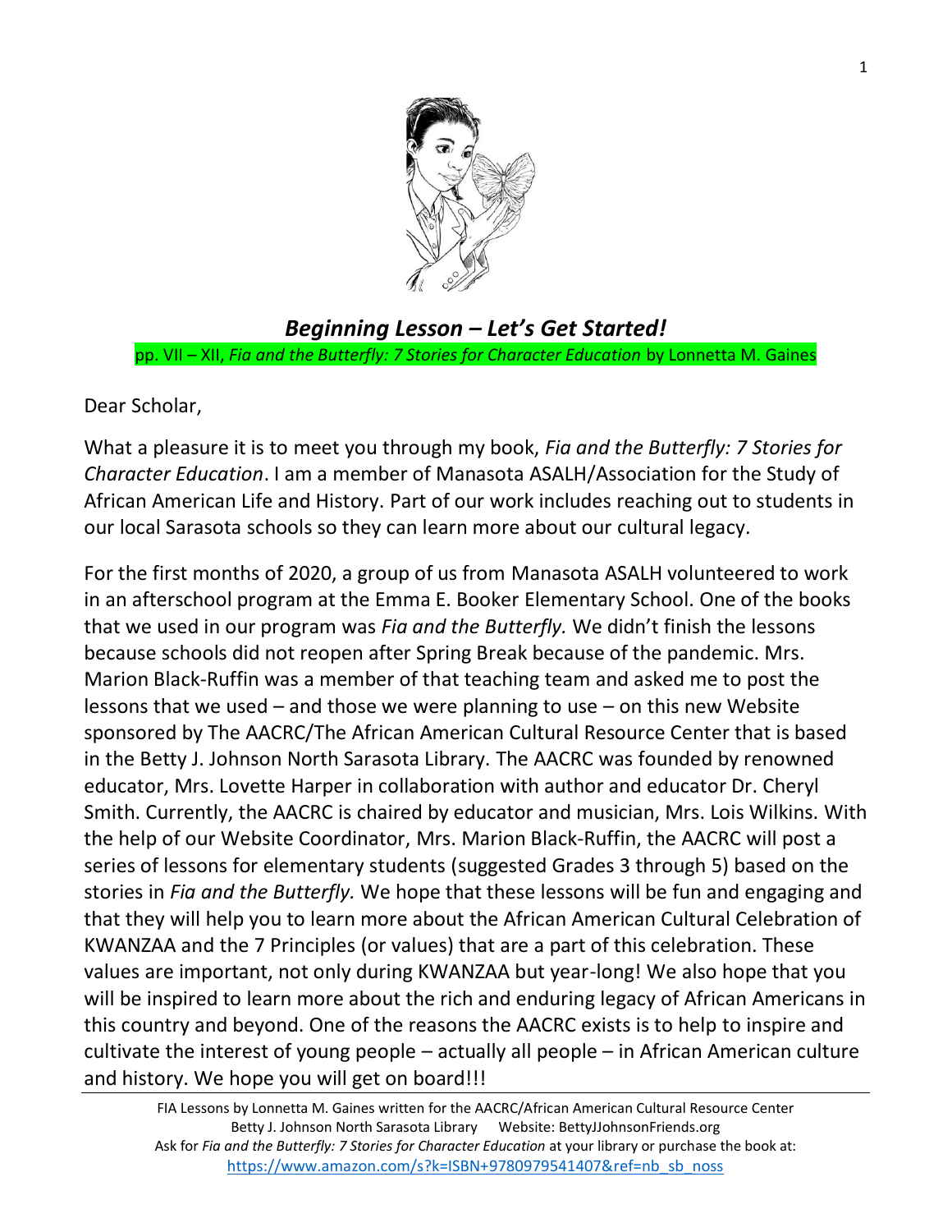## *Beginning Lesson – Let's Get Started!*

pp. VII – XII, *Fia and the Butterfly: 7 Stories for Character Education* by Lonnetta M. Gaines

Dear Scholar,

What a pleasure it is to meet you through my book, *Fia and the Butterfly: 7 Stories for Character Education*. I am a member of Manasota ASALH/Association for the Study of African American Life and History. Part of our work includes reaching out to students in our local Sarasota schools so they can learn more about our cultural legacy.

For the first months of 2020, a group of us from Manasota ASALH volunteered to work in an afterschool program at the Emma E. Booker Elementary School. One of the books that we used in our program was *Fia and the Butterfly.* We didn't finish the lessons because schools did not reopen after Spring Break because of the pandemic. Mrs. Marion Black-Ruffin was a member of that teaching team and asked me to post the lessons that we used – and those we were planning to use – on this new Website sponsored by The AACRC/The African American Cultural Resource Center that is based in the Betty J. Johnson North Sarasota Library. The AACRC was founded by renowned educator, Mrs. Lovette Harper in collaboration with author and educator Dr. Cheryl Smith. Currently, the AACRC is chaired by educator and musician, Mrs. Lois Wilkins. With the help of our Website Coordinator, Mrs. Marion Black-Ruffin, the AACRC will post a series of lessons for elementary students (suggested Grades 3 through 5) based on the stories in *Fia and the Butterfly.* We hope that these lessons will be fun and engaging and that they will help you to learn more about the African American Cultural Celebration of KWANZAA and the 7 Principles (or values) that are a part of this celebration. These values are important, not only during KWANZAA but year-long! We also hope that you will be inspired to learn more about the rich and enduring legacy of African Americans in this country and beyond. One of the reasons the AACRC exists is to help to inspire and cultivate the interest of young people – actually all people – in African American culture and history. We hope you will get on board!!!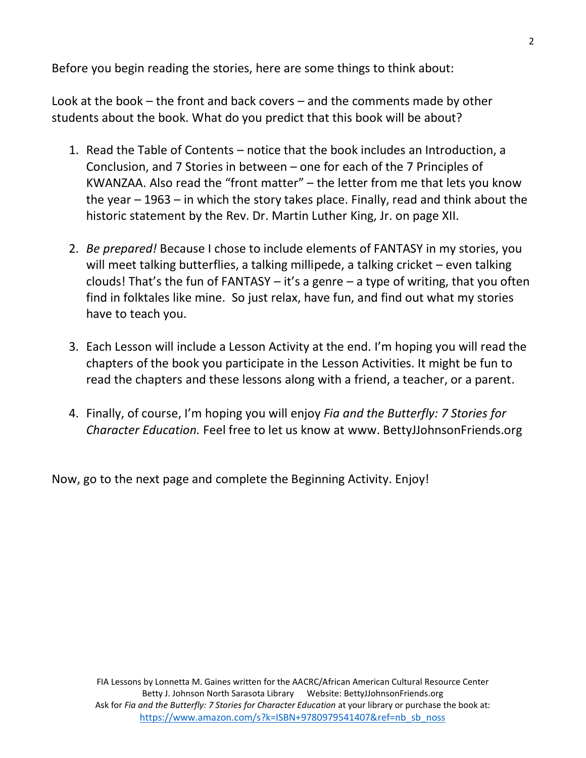Before you begin reading the stories, here are some things to think about:

Look at the book – the front and back covers – and the comments made by other students about the book. What do you predict that this book will be about?

1. Read the Table of Contents – notice that the book includes an Introduction, a Conclusion, and 7 Stories in between – one for each of the 7 Principles of KWANZAA. Also read the "front matter" – the letter from me that lets you know the year – 1963 – in which the story takes place. Finally, read and think about the historic statement by the Rev. Dr. Martin Luther King, Jr. on page XII.

2. *Be prepared!* Because I chose to include elements of FANTASY in my stories, you will meet talking butterflies, a talking millipede, a talking cricket – even talking clouds! That's the fun of FANTASY – it's a genre – a type of writing, that you often find in folktales like mine. So just relax, have fun, and find out what my stories have to teach you.

3. Each Lesson will include a Lesson Activity at the end. I'm hoping you will read the chapters of the book you participate in the Lesson Activities. It might be fun to read the chapters and these lessons along with a friend, a teacher, or a parent.

4. Finally, of course, I'm hoping you will enjoy *Fia and the Butterfly: 7 Stories for Character Education.* Feel free to let us know at www. BettyJJohnsonFriends.org

Now, go to the next page and complete the Beginning Activity. Enjoy!

FIA Lessons by Lonnetta M. Gaines written for the AACRC/African American Cultural Resource Center
Betty J. Johnson North Sarasota Library Website: BettyJJohnsonFriends.org
Ask for *Fia and the Butterfly: 7 Stories for Character Education* at your library or purchase the book at:
https://www.amazon.com/s?k=ISBN+9780979541407&ref=nb_sb_noss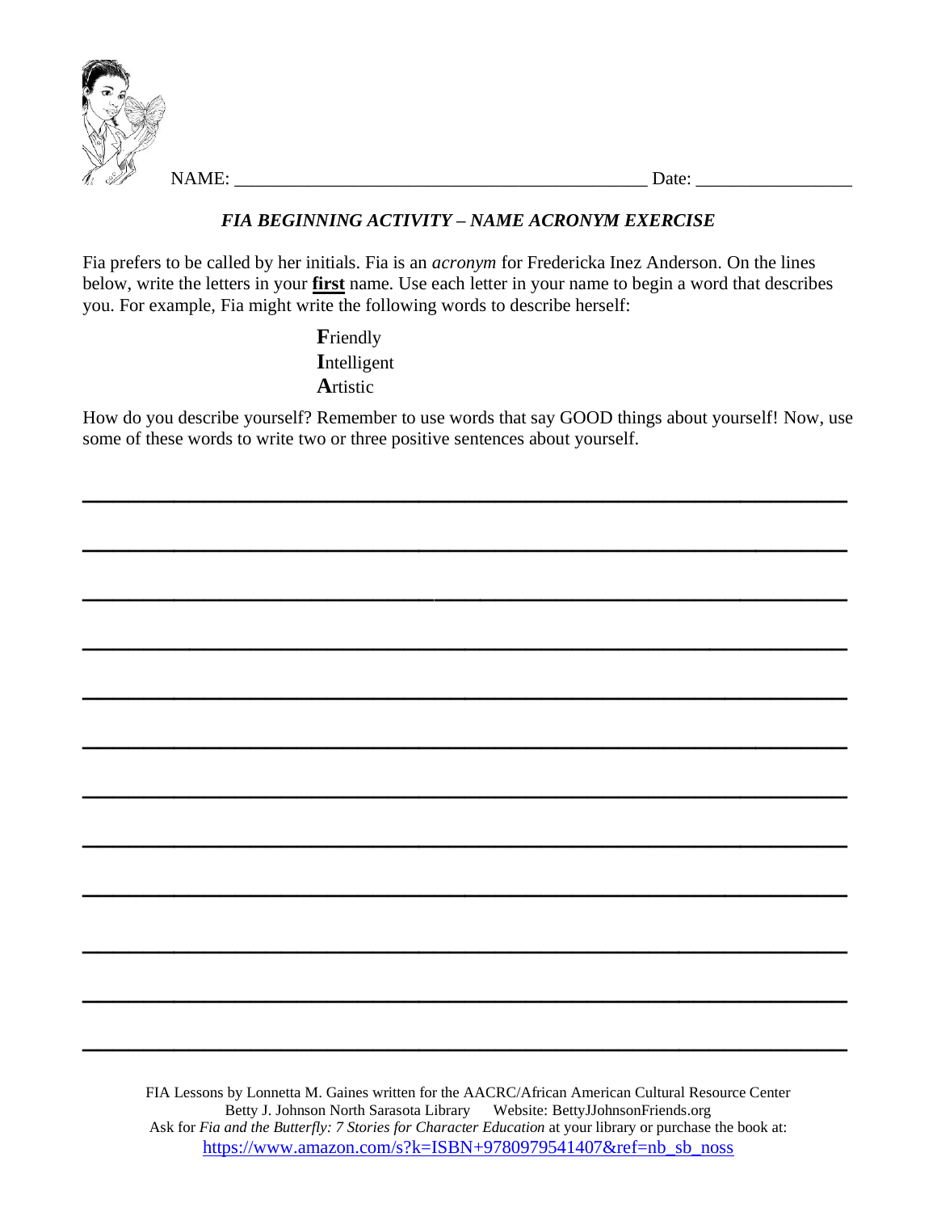NAME: ____________________________________________ Date: ________________

### *FIA BEGINNING ACTIVITY – NAME ACRONYM EXERCISE*

Fia prefers to be called by her initials. Fia is an *acronym* for Fredericka Inez Anderson. On the lines below, write the letters in your **first** name. Use each letter in your name to begin a word that describes you. For example, Fia might write the following words to describe herself:

**F**riendly
**I**ntelligent
**A**rtistic

How do you describe yourself? Remember to use words that say GOOD things about yourself! Now, use some of these words to write two or three positive sentences about yourself.

_____________________________________________________________________________

_____________________________________________________________________________

_____________________________________________________________________________

_____________________________________________________________________________

_____________________________________________________________________________

_____________________________________________________________________________

_____________________________________________________________________________

_____________________________________________________________________________

_____________________________________________________________________________

_____________________________________________________________________________

_____________________________________________________________________________

_____________________________________________________________________________

FIA Lessons by Lonnetta M. Gaines written for the AACRC/African American Cultural Resource Center
Betty J. Johnson North Sarasota Library Website: BettyJJohnsonFriends.org
Ask for *Fia and the Butterfly: 7 Stories for Character Education* at your library or purchase the book at:
https://www.amazon.com/s?k=ISBN+9780979541407&ref=nb_sb_noss